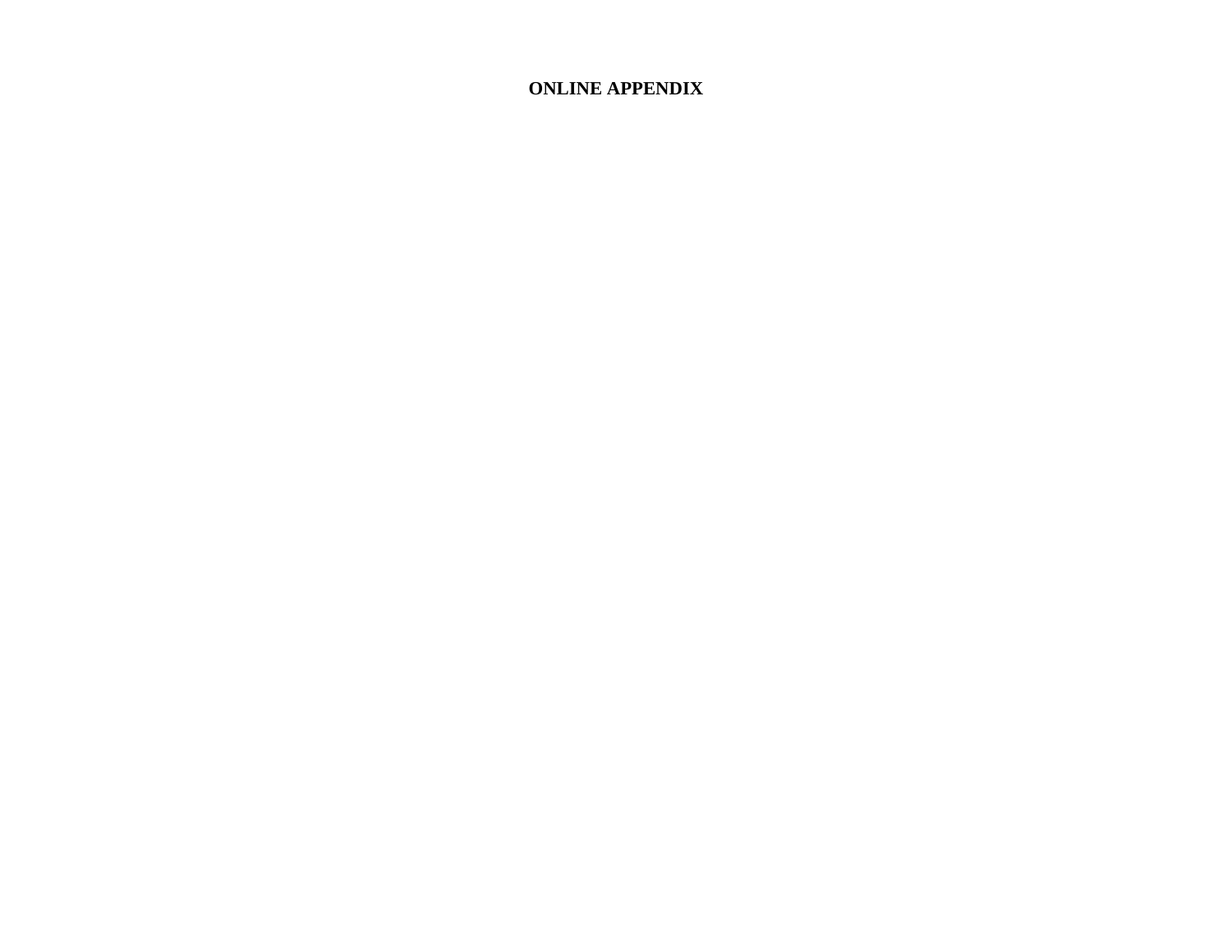# ONLINE APPENDIX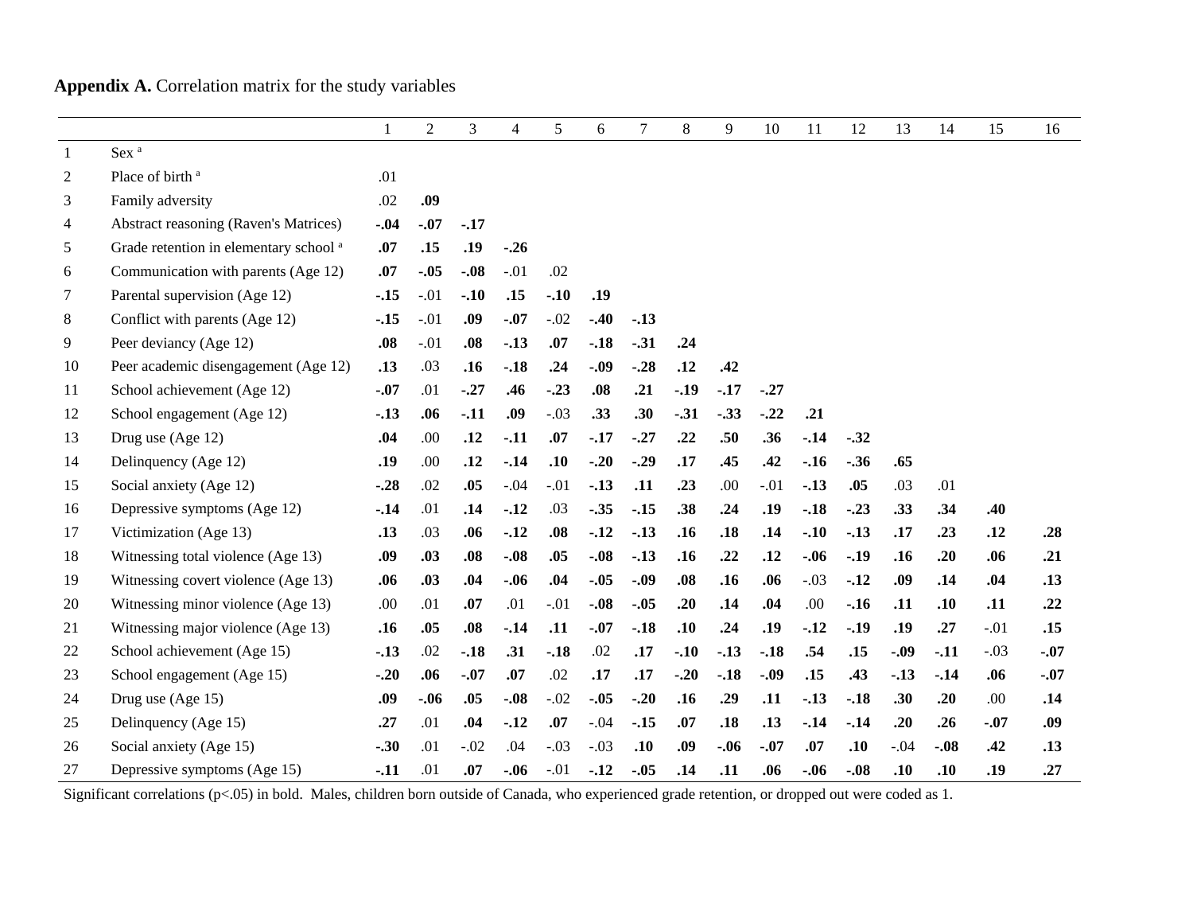**Appendix A.** Correlation matrix for the study variables

| | | 1 | 2 | 3 | 4 | 5 | 6 | 7 | 8 | 9 | 10 | 11 | 12 | 13 | 14 | 15 | 16 |
|---|---|---|---|---|---|---|---|---|---|---|---|---|---|---|---|---|---|
| 1 | Sex [a] | | | | | | | | | | | | | | | | |
| 2 | Place of birth [a] | .01 | | | | | | | | | | | | | | | |
| 3 | Family adversity | .02 | **.09** | | | | | | | | | | | | | | |
| 4 | Abstract reasoning (Raven's Matrices) | **-.04** | **-.07** | **-.17** | | | | | | | | | | | | | |
| 5 | Grade retention in elementary school [a] | **.07** | **.15** | **.19** | **-.26** | | | | | | | | | | | | |
| 6 | Communication with parents (Age 12) | **.07** | **-.05** | **-.08** | -.01 | .02 | | | | | | | | | | | |
| 7 | Parental supervision (Age 12) | **-.15** | -.01 | **-.10** | **.15** | **-.10** | **.19** | | | | | | | | | | |
| 8 | Conflict with parents (Age 12) | **-.15** | -.01 | **.09** | **-.07** | -.02 | **-.40** | **-.13** | | | | | | | | | |
| 9 | Peer deviancy (Age 12) | **.08** | -.01 | **.08** | **-.13** | **.07** | **-.18** | **-.31** | **.24** | | | | | | | | |
| 10 | Peer academic disengagement (Age 12) | **.13** | .03 | **.16** | **-.18** | **.24** | **-.09** | **-.28** | **.12** | **.42** | | | | | | | |
| 11 | School achievement (Age 12) | **-.07** | .01 | **-.27** | **.46** | **-.23** | **.08** | **.21** | **-.19** | **-.17** | **-.27** | | | | | | |
| 12 | School engagement (Age 12) | **-.13** | **.06** | **-.11** | **.09** | -.03 | **.33** | **.30** | **-.31** | **-.33** | **-.22** | **.21** | | | | | |
| 13 | Drug use (Age 12) | **.04** | .00 | **.12** | **-.11** | **.07** | **-.17** | **-.27** | **.22** | **.50** | **.36** | **-.14** | **-.32** | | | | |
| 14 | Delinquency (Age 12) | **.19** | .00 | **.12** | **-.14** | **.10** | **-.20** | **-.29** | **.17** | **.45** | **.42** | **-.16** | **-.36** | **.65** | | | |
| 15 | Social anxiety (Age 12) | **-.28** | .02 | **.05** | -.04 | -.01 | **-.13** | **.11** | **.23** | .00 | -.01 | **-.13** | **.05** | .03 | .01 | | |
| 16 | Depressive symptoms (Age 12) | **-.14** | .01 | **.14** | **-.12** | .03 | **-.35** | **-.15** | **.38** | **.24** | **.19** | **-.18** | **-.23** | **.33** | **.34** | **.40** | |
| 17 | Victimization (Age 13) | **.13** | .03 | **.06** | **-.12** | **.08** | **-.12** | **-.13** | **.16** | **.18** | **.14** | **-.10** | **-.13** | **.17** | **.23** | **.12** | **.28** |
| 18 | Witnessing total violence (Age 13) | **.09** | **.03** | **.08** | **-.08** | **.05** | **-.08** | **-.13** | **.16** | **.22** | **.12** | **-.06** | **-.19** | **.16** | **.20** | **.06** | **.21** |
| 19 | Witnessing covert violence (Age 13) | **.06** | **.03** | **.04** | **-.06** | **.04** | **-.05** | **-.09** | **.08** | **.16** | **.06** | -.03 | **-.12** | **.09** | **.14** | **.04** | **.13** |
| 20 | Witnessing minor violence (Age 13) | .00 | .01 | **.07** | .01 | -.01 | **-.08** | **-.05** | **.20** | **.14** | **.04** | .00 | **-.16** | **.11** | **.10** | **.11** | **.22** |
| 21 | Witnessing major violence (Age 13) | **.16** | **.05** | **.08** | **-.14** | **.11** | **-.07** | **-.18** | **.10** | **.24** | **.19** | **-.12** | **-.19** | **.19** | **.27** | -.01 | **.15** |
| 22 | School achievement (Age 15) | **-.13** | .02 | **-.18** | **.31** | **-.18** | .02 | **.17** | **-.10** | **-.13** | **-.18** | **.54** | **.15** | **-.09** | **-.11** | -.03 | **-.07** |
| 23 | School engagement (Age 15) | **-.20** | **.06** | **-.07** | **.07** | .02 | **.17** | **.17** | **-.20** | **-.18** | **-.09** | **.15** | **.43** | **-.13** | **-.14** | **.06** | **-.07** |
| 24 | Drug use (Age 15) | **.09** | **-.06** | **.05** | **-.08** | -.02 | **-.05** | **-.20** | **.16** | **.29** | **.11** | **-.13** | **-.18** | **.30** | **.20** | .00 | **.14** |
| 25 | Delinquency (Age 15) | **.27** | .01 | **.04** | **-.12** | **.07** | -.04 | **-.15** | **.07** | **.18** | **.13** | **-.14** | **-.14** | **.20** | **.26** | **-.07** | **.09** |
| 26 | Social anxiety (Age 15) | **-.30** | .01 | -.02 | .04 | -.03 | -.03 | **.10** | **.09** | **-.06** | **-.07** | **.07** | **.10** | -.04 | **-.08** | **.42** | **.13** |
| 27 | Depressive symptoms (Age 15) | **-.11** | .01 | **.07** | **-.06** | -.01 | **-.12** | **-.05** | **.14** | **.11** | **.06** | **-.06** | **-.08** | **.10** | **.10** | **.19** | **.27** |

Significant correlations (p<.05) in bold. Males, children born outside of Canada, who experienced grade retention, or dropped out were coded as 1.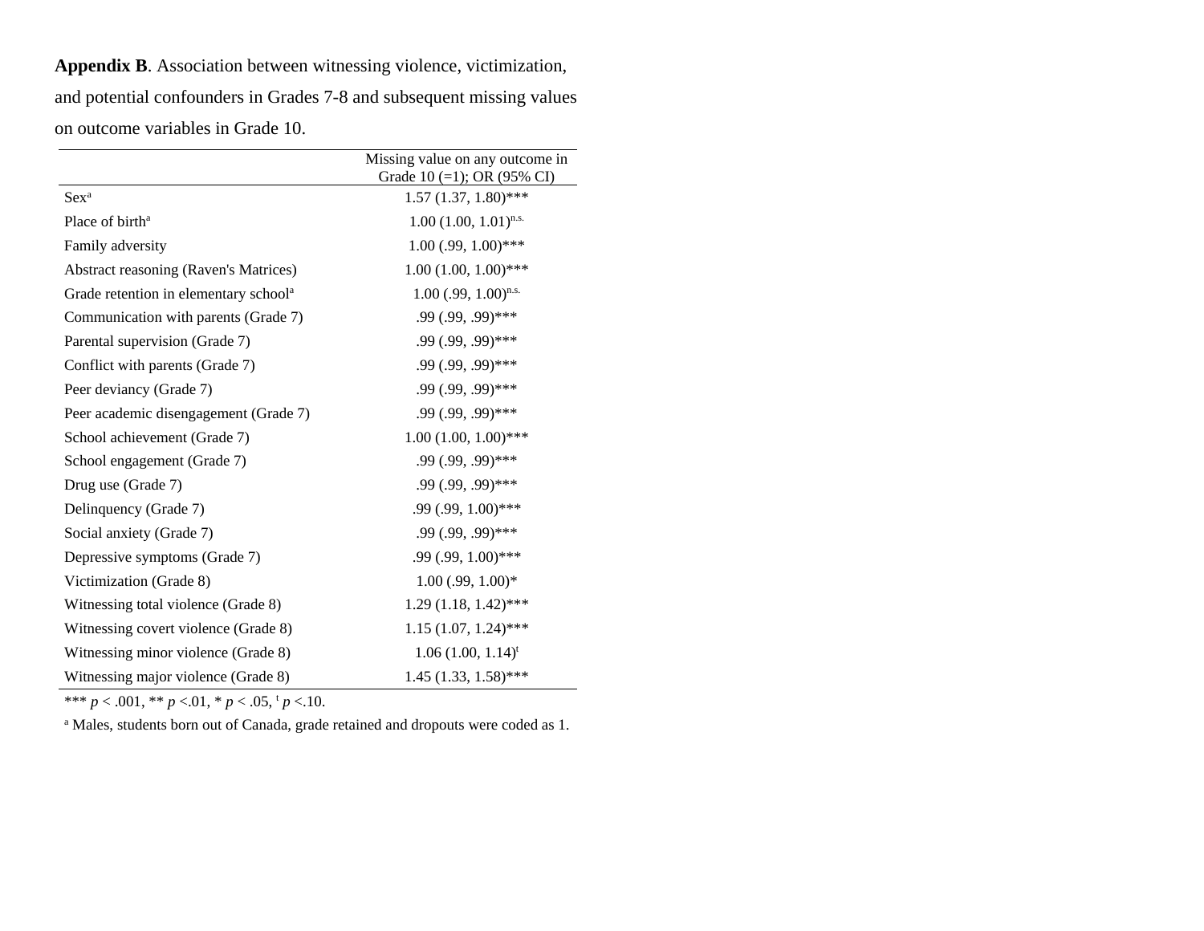**Appendix B**. Association between witnessing violence, victimization, and potential confounders in Grades 7-8 and subsequent missing values on outcome variables in Grade 10.

| | Missing value on any outcome in Grade 10 (=1); OR (95% CI) |
|---|---|
| Sex[a] | 1.57 (1.37, 1.80)*** |
| Place of birth[a] | 1.00 (1.00, 1.01)[n.s.] |
| Family adversity | 1.00 (.99, 1.00)*** |
| Abstract reasoning (Raven's Matrices) | 1.00 (1.00, 1.00)*** |
| Grade retention in elementary school[a] | 1.00 (.99, 1.00)[n.s.] |
| Communication with parents (Grade 7) | .99 (.99, .99)*** |
| Parental supervision (Grade 7) | .99 (.99, .99)*** |
| Conflict with parents (Grade 7) | .99 (.99, .99)*** |
| Peer deviancy (Grade 7) | .99 (.99, .99)*** |
| Peer academic disengagement (Grade 7) | .99 (.99, .99)*** |
| School achievement (Grade 7) | 1.00 (1.00, 1.00)*** |
| School engagement (Grade 7) | .99 (.99, .99)*** |
| Drug use (Grade 7) | .99 (.99, .99)*** |
| Delinquency (Grade 7) | .99 (.99, 1.00)*** |
| Social anxiety (Grade 7) | .99 (.99, .99)*** |
| Depressive symptoms (Grade 7) | .99 (.99, 1.00)*** |
| Victimization (Grade 8) | 1.00 (.99, 1.00)* |
| Witnessing total violence (Grade 8) | 1.29 (1.18, 1.42)*** |
| Witnessing covert violence (Grade 8) | 1.15 (1.07, 1.24)*** |
| Witnessing minor violence (Grade 8) | 1.06 (1.00, 1.14)[t] |
| Witnessing major violence (Grade 8) | 1.45 (1.33, 1.58)*** |

*** $p < .001$, ** $p < .01$, * $p < .05$, [t] $p < .10$.

[a] Males, students born out of Canada, grade retained and dropouts were coded as 1.